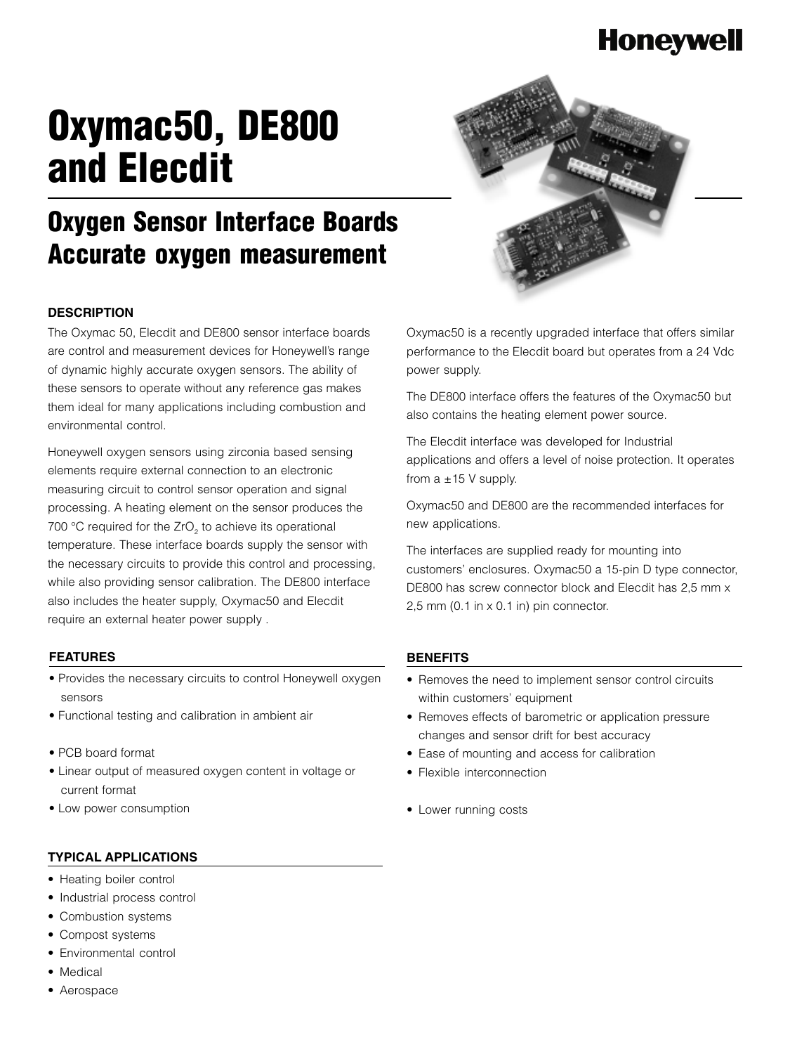Honeywell

# Oxymac50, DE800 and Elecdit

## Oxygen Sensor Interface Boards Accurate oxygen measurement

### DESCRIPTION

The Oxymac 50, Elecdit and DE800 sensor interface boards are control and measurement devices for Honeywell's range of dynamic highly accurate oxygen sensors. The ability of these sensors to operate without any reference gas makes them ideal for many applications including combustion and environmental control.

Honeywell oxygen sensors using zirconia based sensing elements require external connection to an electronic measuring circuit to control sensor operation and signal processing. A heating element on the sensor produces the 700 °C required for the $ZrO_2$ to achieve its operational temperature. These interface boards supply the sensor with the necessary circuits to provide this control and processing, while also providing sensor calibration. The DE800 interface also includes the heater supply, Oxymac50 and Elecdit require an external heater power supply .

Oxymac50 is a recently upgraded interface that offers similar performance to the Elecdit board but operates from a 24 Vdc power supply.

The DE800 interface offers the features of the Oxymac50 but also contains the heating element power source.

The Elecdit interface was developed for Industrial applications and offers a level of noise protection. It operates from a ±15 V supply.

Oxymac50 and DE800 are the recommended interfaces for new applications.

The interfaces are supplied ready for mounting into customers' enclosures. Oxymac50 a 15-pin D type connector, DE800 has screw connector block and Elecdit has 2,5 mm x 2,5 mm (0.1 in x 0.1 in) pin connector.

### FEATURES

- Provides the necessary circuits to control Honeywell oxygen sensors
- Functional testing and calibration in ambient air
- PCB board format
- Linear output of measured oxygen content in voltage or current format
- Low power consumption

### BENEFITS

- Removes the need to implement sensor control circuits within customers' equipment
- Removes effects of barometric or application pressure changes and sensor drift for best accuracy
- Ease of mounting and access for calibration
- Flexible interconnection
- Lower running costs

### TYPICAL APPLICATIONS

- Heating boiler control
- Industrial process control
- Combustion systems
- Compost systems
- Environmental control
- Medical
- Aerospace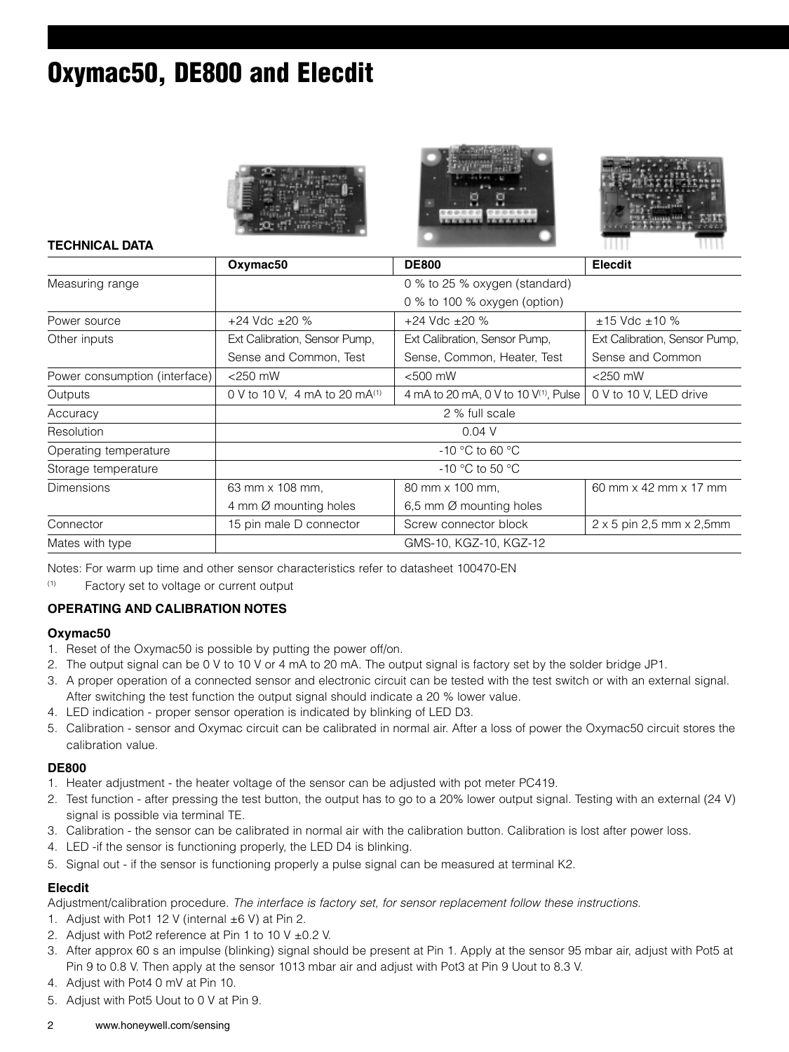# Oxymac50, DE800 and Elecdit

**TECHNICAL DATA**

| | Oxymac50 | DE800 | Elecdit |
|---|---|---|---|
| Measuring range | 0 % to 25 % oxygen (standard) 0 % to 100 % oxygen (option) | | |
| Power source | +24 Vdc ±20 % | +24 Vdc ±20 % | ±15 Vdc ±10 % |
| Other inputs | Ext Calibration, Sensor Pump, Sense and Common, Test | Ext Calibration, Sensor Pump, Sense, Common, Heater, Test | Ext Calibration, Sensor Pump, Sense and Common |
| Power consumption (interface) | <250 mW | <500 mW | <250 mW |
| Outputs | 0 V to 10 V, 4 mA to 20 mA(1) | 4 mA to 20 mA, 0 V to 10 V(1), Pulse | 0 V to 10 V, LED drive |
| Accuracy | 2 % full scale | | |
| Resolution | 0.04 V | | |
| Operating temperature | -10 °C to 60 °C | | |
| Storage temperature | -10 °C to 50 °C | | |
| Dimensions | 63 mm x 108 mm, 4 mm Ø mounting holes | 80 mm x 100 mm, 6,5 mm Ø mounting holes | 60 mm x 42 mm x 17 mm |
| Connector | 15 pin male D connector | Screw connector block | 2 x 5 pin 2,5 mm x 2,5mm |
| Mates with type | GMS-10, KGZ-10, KGZ-12 | | |

Notes: For warm up time and other sensor characteristics refer to datasheet 100470-EN

(1) Factory set to voltage or current output

**OPERATING AND CALIBRATION NOTES**

### Oxymac50

1. Reset of the Oxymac50 is possible by putting the power off/on.
2. The output signal can be 0 V to 10 V or 4 mA to 20 mA. The output signal is factory set by the solder bridge JP1.
3. A proper operation of a connected sensor and electronic circuit can be tested with the test switch or with an external signal. After switching the test function the output signal should indicate a 20 % lower value.
4. LED indication - proper sensor operation is indicated by blinking of LED D3.
5. Calibration - sensor and Oxymac circuit can be calibrated in normal air. After a loss of power the Oxymac50 circuit stores the calibration value.

### DE800

1. Heater adjustment - the heater voltage of the sensor can be adjusted with pot meter PC419.
2. Test function - after pressing the test button, the output has to go to a 20% lower output signal. Testing with an external (24 V) signal is possible via terminal TE.
3. Calibration - the sensor can be calibrated in normal air with the calibration button. Calibration is lost after power loss.
4. LED -if the sensor is functioning properly, the LED D4 is blinking.
5. Signal out - if the sensor is functioning properly a pulse signal can be measured at terminal K2.

### Elecdit

Adjustment/calibration procedure. *The interface is factory set, for sensor replacement follow these instructions.*

1. Adjust with Pot1 12 V (internal ±6 V) at Pin 2.
2. Adjust with Pot2 reference at Pin 1 to 10 V ±0.2 V.
3. After approx 60 s an impulse (blinking) signal should be present at Pin 1. Apply at the sensor 95 mbar air, adjust with Pot5 at Pin 9 to 0.8 V. Then apply at the sensor 1013 mbar air and adjust with Pot3 at Pin 9 Uout to 8.3 V.
4. Adjust with Pot4 0 mV at Pin 10.
5. Adjust with Pot5 Uout to 0 V at Pin 9.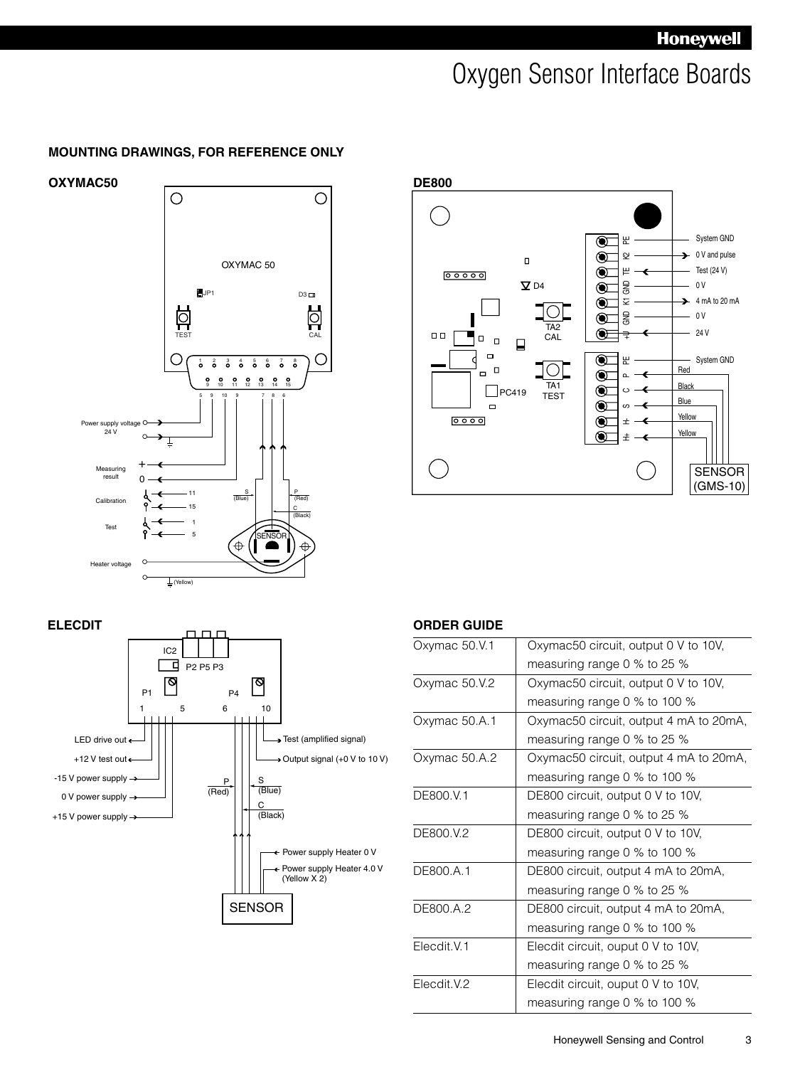## MOUNTING DRAWINGS, FOR REFERENCE ONLY

### OXYMAC50

OXYMAC 50

JP1 D3

TEST CAL

1 2 3 4 5 6 7 8
9 10 11 12 13 14 15

5 9 10 9 7 8 6

Power supply voltage 24 V

Measuring result + 0

Calibration 11 15

Test 1 5

S (Blue)

P (Red)

C (Black)

SENSOR

Heater voltage

(Yellow)

### DE800

D4

TA2 CAL

TA1 TEST

PC419

PE — System GND
K2 — 0 V and pulse
TE — Test (24 V)
GND — 0 V
K1 — 4 mA to 20 mA
GND — 0 V
+U — 24 V
PE — System GND
P — Red
C — Black
S — Blue
H- — Yellow
H+ — Yellow

SENSOR (GMS-10)

### ELECDIT

IC2

P2 P5 P3

P1 P4

1 5 6 10

LED drive out

+12 V test out

-15 V power supply

0 V power supply

+15 V power supply

Test (amplified signal)

Output signal (+0 V to 10 V)

P (Red)

S (Blue)

C (Black)

Power supply Heater 0 V

Power supply Heater 4.0 V (Yellow X 2)

SENSOR

## ORDER GUIDE

| | |
|---|---|
| Oxymac 50.V.1 | Oxymac50 circuit, output 0 V to 10V, measuring range 0 % to 25 % |
| Oxymac 50.V.2 | Oxymac50 circuit, output 0 V to 10V, measuring range 0 % to 100 % |
| Oxymac 50.A.1 | Oxymac50 circuit, output 4 mA to 20mA, measuring range 0 % to 25 % |
| Oxymac 50.A.2 | Oxymac50 circuit, output 4 mA to 20mA, measuring range 0 % to 100 % |
| DE800.V.1 | DE800 circuit, output 0 V to 10V, measuring range 0 % to 25 % |
| DE800.V.2 | DE800 circuit, output 0 V to 10V, measuring range 0 % to 100 % |
| DE800.A.1 | DE800 circuit, output 4 mA to 20mA, measuring range 0 % to 25 % |
| DE800.A.2 | DE800 circuit, output 4 mA to 20mA, measuring range 0 % to 100 % |
| Elecdit.V.1 | Elecdit circuit, ouput 0 V to 10V, measuring range 0 % to 25 % |
| Elecdit.V.2 | Elecdit circuit, ouput 0 V to 10V, measuring range 0 % to 100 % |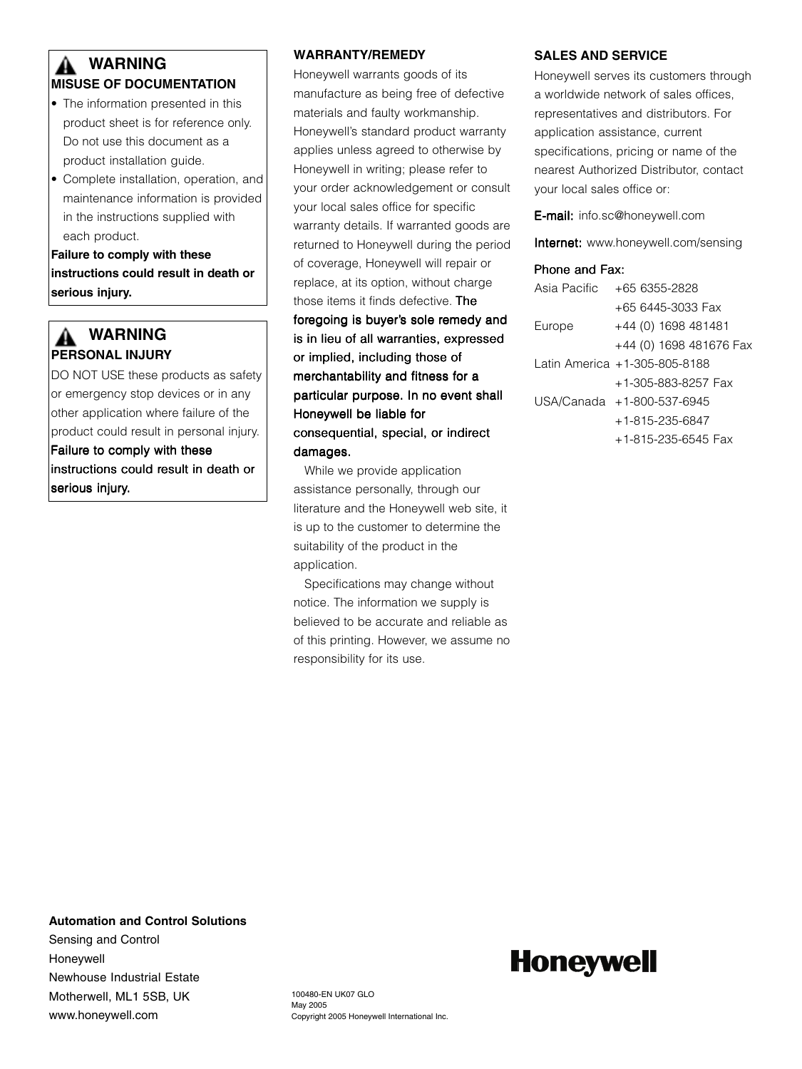## ⚠ WARNING

**MISUSE OF DOCUMENTATION**

- The information presented in this product sheet is for reference only. Do not use this document as a product installation guide.
- Complete installation, operation, and maintenance information is provided in the instructions supplied with each product.

**Failure to comply with these instructions could result in death or serious injury.**

## ⚠ WARNING

**PERSONAL INJURY**

DO NOT USE these products as safety or emergency stop devices or in any other application where failure of the product could result in personal injury.

**Failure to comply with these instructions could result in death or serious injury.**

### WARRANTY/REMEDY

Honeywell warrants goods of its manufacture as being free of defective materials and faulty workmanship. Honeywell's standard product warranty applies unless agreed to otherwise by Honeywell in writing; please refer to your order acknowledgement or consult your local sales office for specific warranty details. If warranted goods are returned to Honeywell during the period of coverage, Honeywell will repair or replace, at its option, without charge those items it finds defective. **The foregoing is buyer's sole remedy and is in lieu of all warranties, expressed or implied, including those of merchantability and fitness for a particular purpose. In no event shall Honeywell be liable for consequential, special, or indirect damages.**

While we provide application assistance personally, through our literature and the Honeywell web site, it is up to the customer to determine the suitability of the product in the application.

Specifications may change without notice. The information we supply is believed to be accurate and reliable as of this printing. However, we assume no responsibility for its use.

### SALES AND SERVICE

Honeywell serves its customers through a worldwide network of sales offices, representatives and distributors. For application assistance, current specifications, pricing or name of the nearest Authorized Distributor, contact your local sales office or:

**E-mail:** info.sc@honeywell.com

**Internet:** www.honeywell.com/sensing

**Phone and Fax:**

| | |
|---|---|
| Asia Pacific | +65 6355-2828 |
| | +65 6445-3033 Fax |
| Europe | +44 (0) 1698 481481 |
| | +44 (0) 1698 481676 Fax |
| Latin America | +1-305-805-8188 |
| | +1-305-883-8257 Fax |
| USA/Canada | +1-800-537-6945 |
| | +1-815-235-6847 |
| | +1-815-235-6545 Fax |

**Automation and Control Solutions**
Sensing and Control
Honeywell
Newhouse Industrial Estate
Motherwell, ML1 5SB, UK
www.honeywell.com

100480-EN UK07 GLO
May 2005
Copyright 2005 Honeywell International Inc.

**Honeywell**